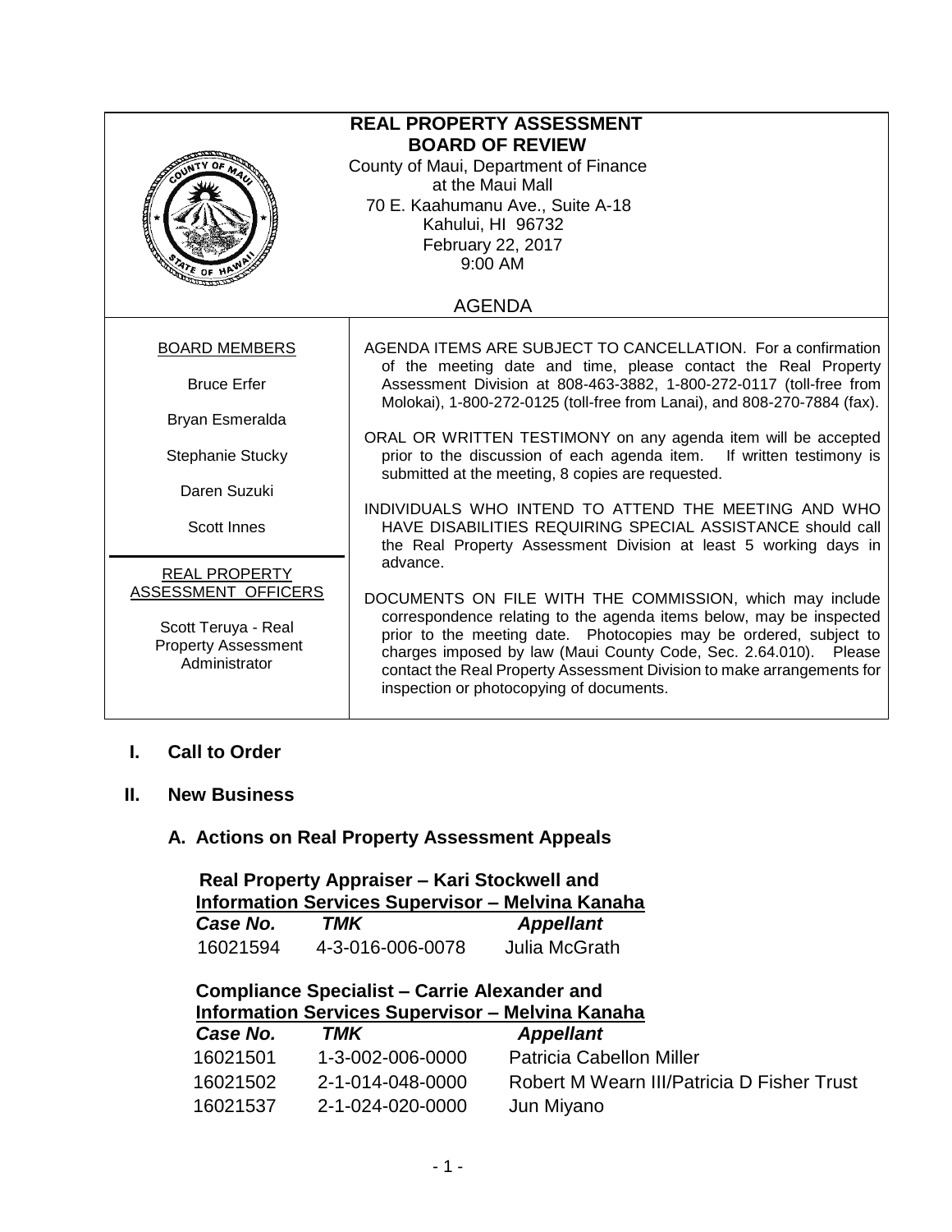# REAL PROPERTY ASSESSMENT BOARD OF REVIEW

County of Maui, Department of Finance
at the Maui Mall
70 E. Kaahumanu Ave., Suite A-18
Kahului, HI 96732
February 22, 2017
9:00 AM

## AGENDA

BOARD MEMBERS

Bruce Erfer

Bryan Esmeralda

Stephanie Stucky

Daren Suzuki

Scott Innes

REAL PROPERTY ASSESSMENT OFFICERS

Scott Teruya - Real Property Assessment Administrator

AGENDA ITEMS ARE SUBJECT TO CANCELLATION. For a confirmation of the meeting date and time, please contact the Real Property Assessment Division at 808-463-3882, 1-800-272-0117 (toll-free from Molokai), 1-800-272-0125 (toll-free from Lanai), and 808-270-7884 (fax).

ORAL OR WRITTEN TESTIMONY on any agenda item will be accepted prior to the discussion of each agenda item. If written testimony is submitted at the meeting, 8 copies are requested.

INDIVIDUALS WHO INTEND TO ATTEND THE MEETING AND WHO HAVE DISABILITIES REQUIRING SPECIAL ASSISTANCE should call the Real Property Assessment Division at least 5 working days in advance.

DOCUMENTS ON FILE WITH THE COMMISSION, which may include correspondence relating to the agenda items below, may be inspected prior to the meeting date. Photocopies may be ordered, subject to charges imposed by law (Maui County Code, Sec. 2.64.010). Please contact the Real Property Assessment Division to make arrangements for inspection or photocopying of documents.

**I. Call to Order**

**II. New Business**

**A. Actions on Real Property Assessment Appeals**

**Real Property Appraiser – Kari Stockwell and**
**Information Services Supervisor – Melvina Kanaha**

| *Case No.* | *TMK* | *Appellant* |
| --- | --- | --- |
| 16021594 | 4-3-016-006-0078 | Julia McGrath |

**Compliance Specialist – Carrie Alexander and**
**Information Services Supervisor – Melvina Kanaha**

| *Case No.* | *TMK* | *Appellant* |
| --- | --- | --- |
| 16021501 | 1-3-002-006-0000 | Patricia Cabellon Miller |
| 16021502 | 2-1-014-048-0000 | Robert M Wearn III/Patricia D Fisher Trust |
| 16021537 | 2-1-024-020-0000 | Jun Miyano |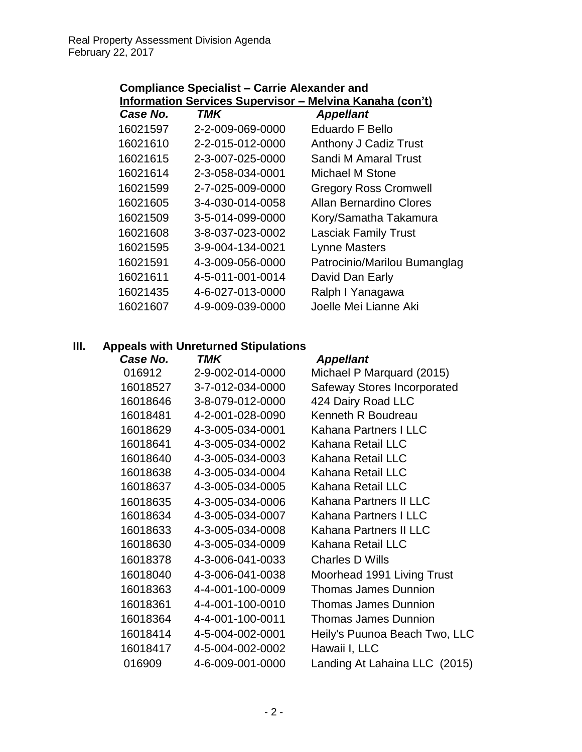**Compliance Specialist – Carrie Alexander and**
**Information Services Supervisor – Melvina Kanaha (con't)**

| *Case No.* | *TMK* | *Appellant* |
|---|---|---|
| 16021597 | 2-2-009-069-0000 | Eduardo F Bello |
| 16021610 | 2-2-015-012-0000 | Anthony J Cadiz Trust |
| 16021615 | 2-3-007-025-0000 | Sandi M Amaral Trust |
| 16021614 | 2-3-058-034-0001 | Michael M Stone |
| 16021599 | 2-7-025-009-0000 | Gregory Ross Cromwell |
| 16021605 | 3-4-030-014-0058 | Allan Bernardino Clores |
| 16021509 | 3-5-014-099-0000 | Kory/Samatha Takamura |
| 16021608 | 3-8-037-023-0002 | Lasciak Family Trust |
| 16021595 | 3-9-004-134-0021 | Lynne Masters |
| 16021591 | 4-3-009-056-0000 | Patrocinio/Marilou Bumanglag |
| 16021611 | 4-5-011-001-0014 | David Dan Early |
| 16021435 | 4-6-027-013-0000 | Ralph I Yanagawa |
| 16021607 | 4-9-009-039-0000 | Joelle Mei Lianne Aki |

## III. Appeals with Unreturned Stipulations

| *Case No.* | *TMK* | *Appellant* |
|---|---|---|
| 016912 | 2-9-002-014-0000 | Michael P Marquard (2015) |
| 16018527 | 3-7-012-034-0000 | Safeway Stores Incorporated |
| 16018646 | 3-8-079-012-0000 | 424 Dairy Road LLC |
| 16018481 | 4-2-001-028-0090 | Kenneth R Boudreau |
| 16018629 | 4-3-005-034-0001 | Kahana Partners I LLC |
| 16018641 | 4-3-005-034-0002 | Kahana Retail LLC |
| 16018640 | 4-3-005-034-0003 | Kahana Retail LLC |
| 16018638 | 4-3-005-034-0004 | Kahana Retail LLC |
| 16018637 | 4-3-005-034-0005 | Kahana Retail LLC |
| 16018635 | 4-3-005-034-0006 | Kahana Partners II LLC |
| 16018634 | 4-3-005-034-0007 | Kahana Partners I LLC |
| 16018633 | 4-3-005-034-0008 | Kahana Partners II LLC |
| 16018630 | 4-3-005-034-0009 | Kahana Retail LLC |
| 16018378 | 4-3-006-041-0033 | Charles D Wills |
| 16018040 | 4-3-006-041-0038 | Moorhead 1991 Living Trust |
| 16018363 | 4-4-001-100-0009 | Thomas James Dunnion |
| 16018361 | 4-4-001-100-0010 | Thomas James Dunnion |
| 16018364 | 4-4-001-100-0011 | Thomas James Dunnion |
| 16018414 | 4-5-004-002-0001 | Heily's Puunoa Beach Two, LLC |
| 16018417 | 4-5-004-002-0002 | Hawaii I, LLC |
| 016909 | 4-6-009-001-0000 | Landing At Lahaina LLC (2015) |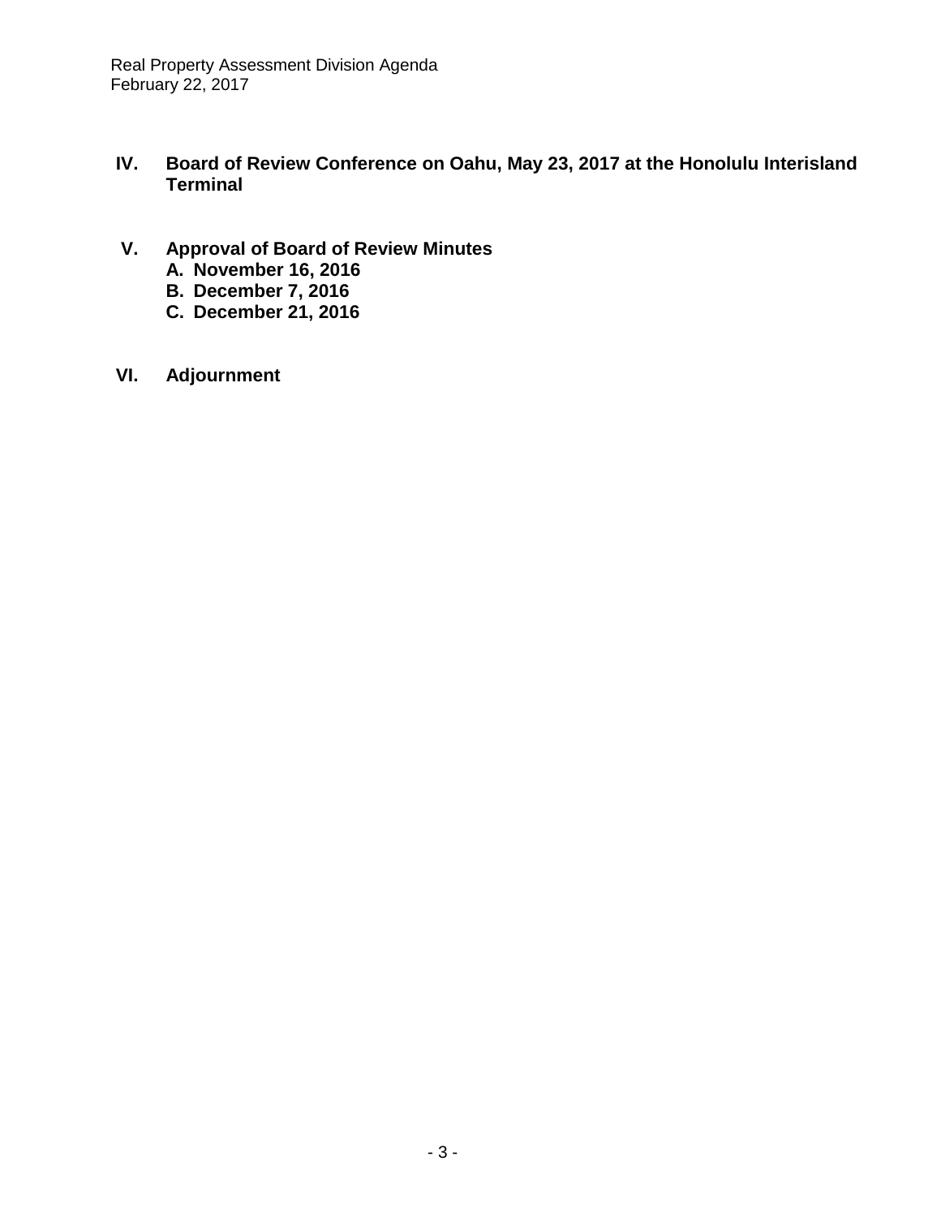**IV. Board of Review Conference on Oahu, May 23, 2017 at the Honolulu Interisland Terminal**

**V. Approval of Board of Review Minutes**

**A. November 16, 2016**

**B. December 7, 2016**

**C. December 21, 2016**

**VI. Adjournment**